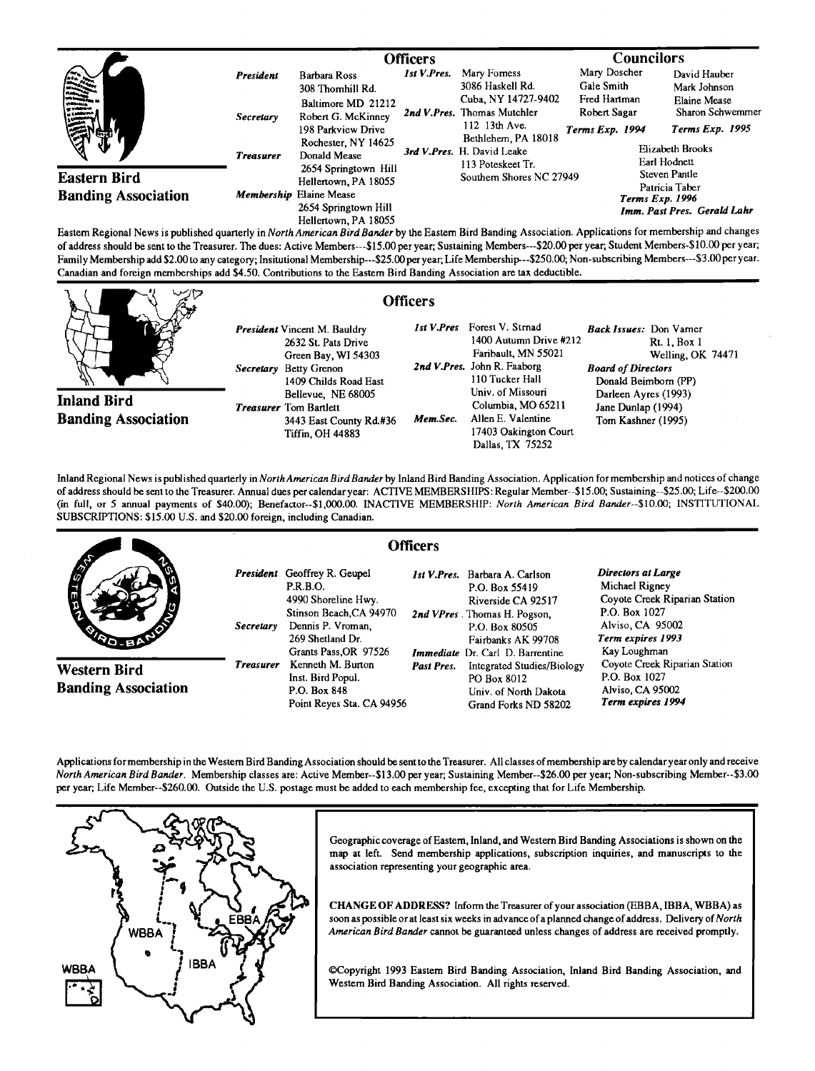## Eastern Bird Banding Association

### Officers

*President* Barbara Ross
308 Thornhill Rd.
Baltimore MD 21212

*Secretary* Robert G. McKinney
198 Parkview Drive
Rochester, NY 14625

*Treasurer* Donald Mease
2654 Springtown Hill
Hellertown, PA 18055

*Membership* Elaine Mease
2654 Springtown Hill
Hellertown, PA 18055

*1st V.Pres.* Mary Forness
3086 Haskell Rd.
Cuba, NY 14727-9402

*2nd V.Pres.* Thomas Mutchler
112 13th Ave.
Bethlehem, PA 18018

*3rd V.Pres.* H. David Leake
113 Poteskeet Tr.
Southern Shores NC 27949

### Councilors

Mary Doscher
Gale Smith
Fred Hartman
Robert Sagar
***Terms Exp. 1994***

David Hauber
Mark Johnson
Elaine Mease
Sharon Schwemmer
***Terms Exp. 1995***

Elizabeth Brooks
Earl Hodnett
Steven Pantle
Patricia Taber
***Terms Exp. 1996***

***Imm. Past Pres. Gerald Lahr***

Eastern Regional News is published quarterly in *North American Bird Bander* by the Eastern Bird Banding Association. Applications for membership and changes of address should be sent to the Treasurer. The dues: Active Members---$15.00 per year; Sustaining Members---$20.00 per year; Student Members-$10.00 per year; Family Membership add $2.00 to any category; Insitutional Membership---$25.00 per year; Life Membership---$250.00; Non-subscribing Members---$3.00 per year. Canadian and foreign memberships add $4.50. Contributions to the Eastern Bird Banding Association are tax deductible.

## Inland Bird Banding Association

### Officers

*President* Vincent M. Bauldry
2632 St. Pats Drive
Green Bay, WI 54303

*Secretary* Betty Grenon
1409 Childs Road East
Bellevue, NE 68005

*Treasurer* Tom Bartlett
3443 East County Rd.#36
Tiffin, OH 44883

*1st V.Pres* Forest V. Strnad
1400 Autumn Drive #212
Faribault, MN 55021

*2nd V.Pres.* John R. Faaborg
110 Tucker Hall
Univ. of Missouri
Columbia, MO 65211

*Mem.Sec.* Allen E. Valentine
17403 Oakington Court
Dallas, TX 75252

***Back Issues:*** Don Varner
Rt. 1, Box 1
Welling, OK 74471

***Board of Directors***
Donald Beimborn (PP)
Darleen Ayres (1993)
Jane Dunlap (1994)
Tom Kashner (1995)

Inland Regional News is published quarterly in *North American Bird Bander* by Inland Bird Banding Association. Application for membership and notices of change of address should be sent to the Treasurer. Annual dues per calendar year: ACTIVE MEMBERSHIPS: Regular Member--$15.00; Sustaining--$25.00; Life--$200.00 (in full, or 5 annual payments of $40.00); Benefactor--$1,000.00. INACTIVE MEMBERSHIP: *North American Bird Bander*--$10.00; INSTITUTIONAL SUBSCRIPTIONS: $15.00 U.S. and $20.00 foreign, including Canadian.

## Western Bird Banding Association

### Officers

*President* Geoffrey R. Geupel
P.R.B.O.
4990 Shoreline Hwy.
Stinson Beach,CA 94970

*Secretary* Dennis P. Vroman,
269 Shetland Dr.
Grants Pass,OR 97526

*Treasurer* Kenneth M. Burton
Inst. Bird Popul.
P.O. Box 848
Point Reyes Sta. CA 94956

*1st V.Pres.* Barbara A. Carlson
P.O. Box 55419
Riverside CA 92517

*2nd VPres.* Thomas H. Pogson,
P.O. Box 80505
Fairbanks AK 99708

*Immediate Past Pres.* Dr. Carl D. Barrentine
Integrated Studies/Biology
PO Box 8012
Univ. of North Dakota
Grand Forks ND 58202

***Directors at Large***
Michael Rigney
Coyote Creek Riparian Station
P.O. Box 1027
Alviso, CA 95002
***Term expires 1993***
Kay Loughman
Coyote Creek Riparian Station
P.O. Box 1027
Alviso, CA 95002
***Term expires 1994***

Applications for membership in the Western Bird Banding Association should be sent to the Treasurer. All classes of membership are by calendar year only and receive *North American Bird Bander*. Membership classes are: Active Member--$13.00 per year; Sustaining Member--$26.00 per year; Non-subscribing Member--$3.00 per year; Life Member--$260.00. Outside the U.S. postage must be added to each membership fee, excepting that for Life Membership.

---

Geographic coverage of Eastern, Inland, and Western Bird Banding Associations is shown on the map at left. Send membership applications, subscription inquiries, and manuscripts to the association representing your geographic area.

**CHANGE OF ADDRESS?** Inform the Treasurer of your association (EBBA, IBBA, WBBA) as soon as possible or at least six weeks in advance of a planned change of address. Delivery of *North American Bird Bander* cannot be guaranteed unless changes of address are received promptly.

©Copyright 1993 Eastern Bird Banding Association, Inland Bird Banding Association, and Western Bird Banding Association. All rights reserved.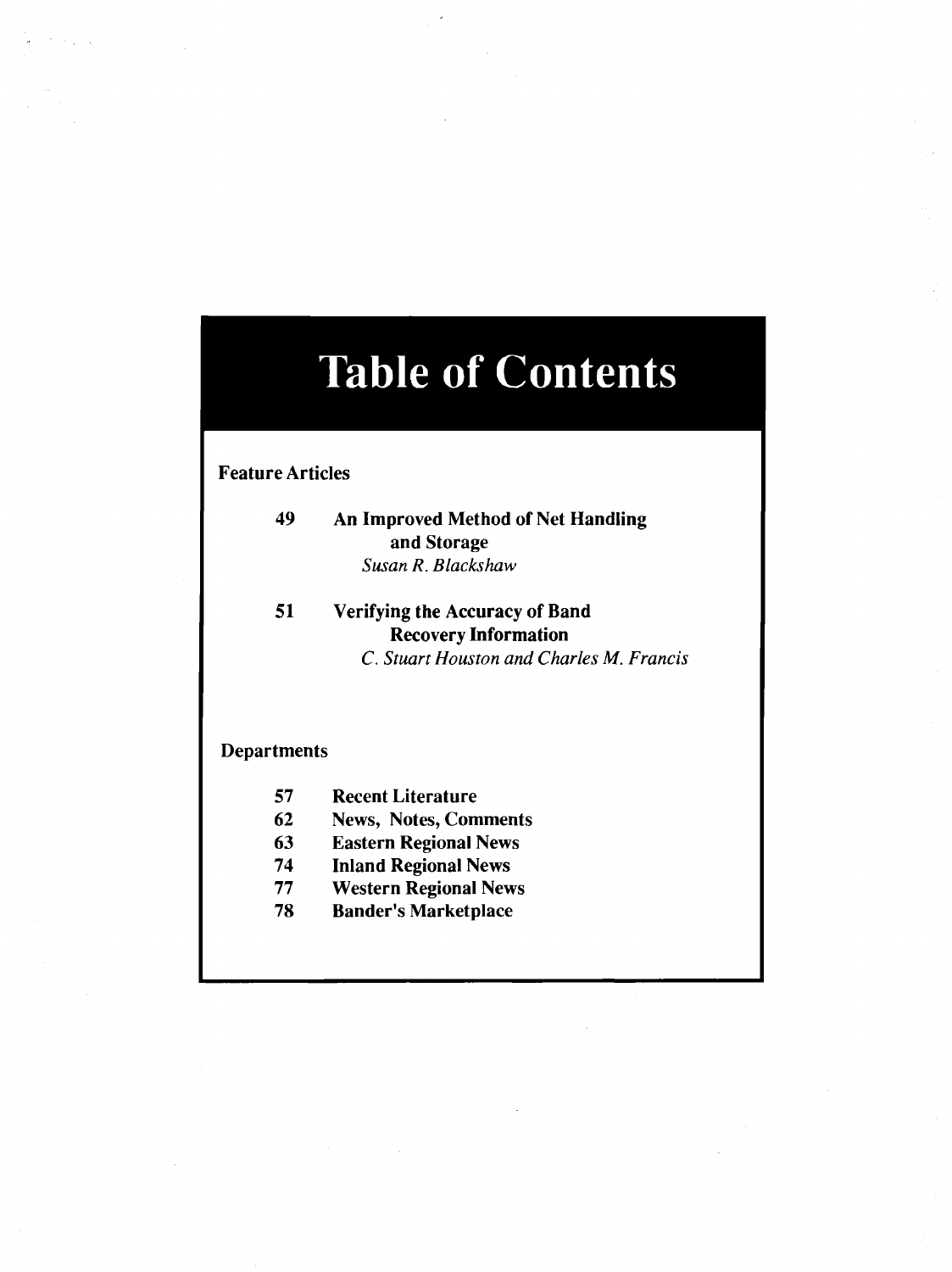# Table of Contents

## Feature Articles

**49** **An Improved Method of Net Handling and Storage**
*Susan R. Blackshaw*

**51** **Verifying the Accuracy of Band Recovery Information**
*C. Stuart Houston and Charles M. Francis*

## Departments

**57** **Recent Literature**
**62** **News, Notes, Comments**
**63** **Eastern Regional News**
**74** **Inland Regional News**
**77** **Western Regional News**
**78** **Bander's Marketplace**